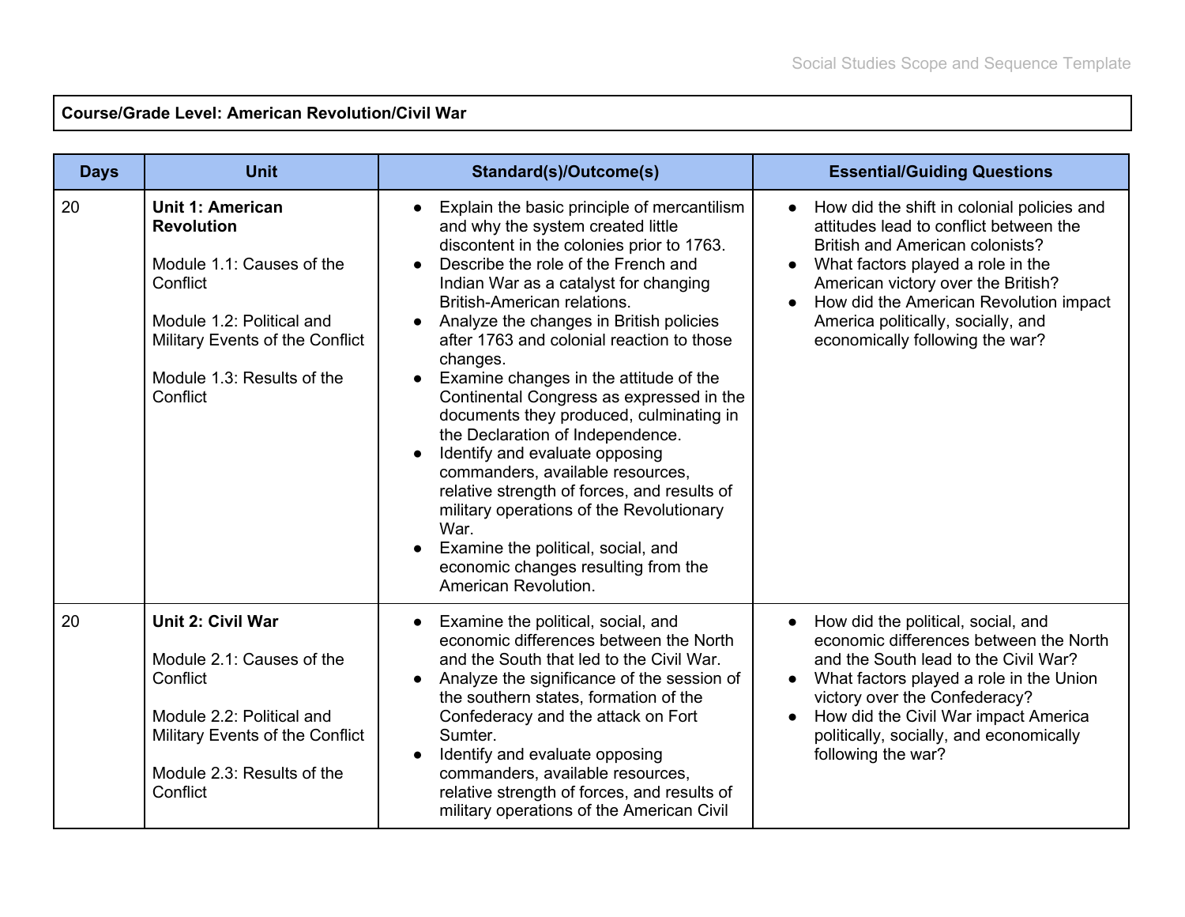| Course/Grade Level: American Revolution/Civil War |
|---|

| Days | Unit | Standard(s)/Outcome(s) | Essential/Guiding Questions |
|---|---|---|---|
| 20 | **Unit 1: American Revolution**<br><br>Module 1.1: Causes of the Conflict<br><br>Module 1.2: Political and Military Events of the Conflict<br><br>Module 1.3: Results of the Conflict | • Explain the basic principle of mercantilism and why the system created little discontent in the colonies prior to 1763.<br>• Describe the role of the French and Indian War as a catalyst for changing British-American relations.<br>• Analyze the changes in British policies after 1763 and colonial reaction to those changes.<br>• Examine changes in the attitude of the Continental Congress as expressed in the documents they produced, culminating in the Declaration of Independence.<br>• Identify and evaluate opposing commanders, available resources, relative strength of forces, and results of military operations of the Revolutionary War.<br>• Examine the political, social, and economic changes resulting from the American Revolution. | • How did the shift in colonial policies and attitudes lead to conflict between the British and American colonists?<br>• What factors played a role in the American victory over the British?<br>• How did the American Revolution impact America politically, socially, and economically following the war? |
| 20 | **Unit 2: Civil War**<br><br>Module 2.1: Causes of the Conflict<br><br>Module 2.2: Political and Military Events of the Conflict<br><br>Module 2.3: Results of the Conflict | • Examine the political, social, and economic differences between the North and the South that led to the Civil War.<br>• Analyze the significance of the session of the southern states, formation of the Confederacy and the attack on Fort Sumter.<br>• Identify and evaluate opposing commanders, available resources, relative strength of forces, and results of military operations of the American Civil | • How did the political, social, and economic differences between the North and the South lead to the Civil War?<br>• What factors played a role in the Union victory over the Confederacy?<br>• How did the Civil War impact America politically, socially, and economically following the war? |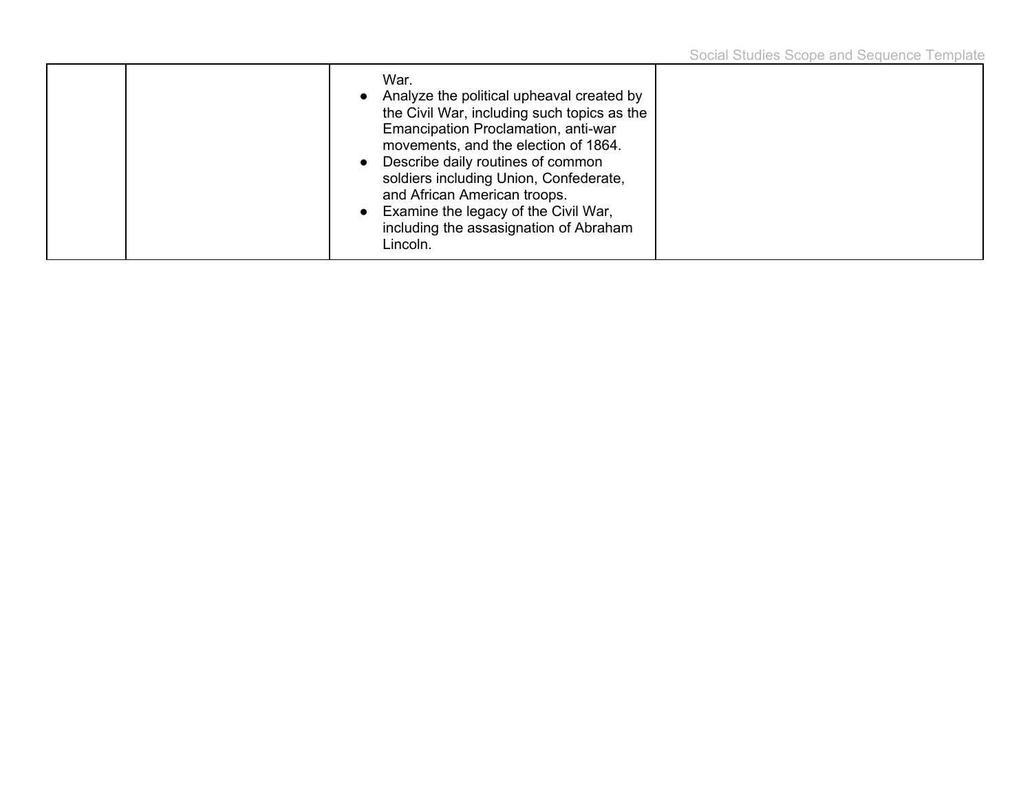| | | | |
|---|---|---|---|
| | | War.<br>● Analyze the political upheaval created by the Civil War, including such topics as the Emancipation Proclamation, anti-war movements, and the election of 1864.<br>● Describe daily routines of common soldiers including Union, Confederate, and African American troops.<br>● Examine the legacy of the Civil War, including the assasignation of Abraham Lincoln. | |